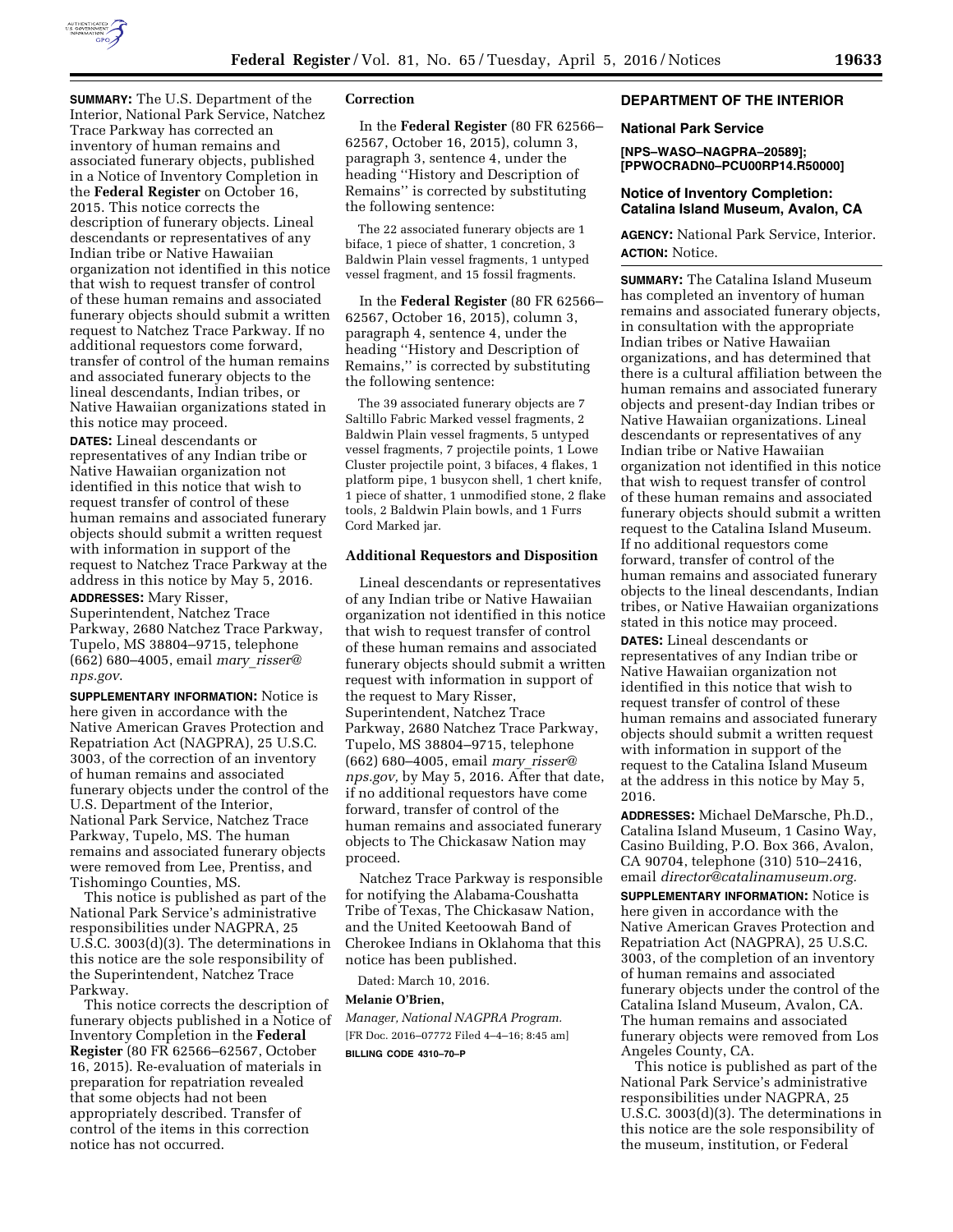**SUMMARY:** The U.S. Department of the Interior, National Park Service, Natchez Trace Parkway has corrected an inventory of human remains and associated funerary objects, published in a Notice of Inventory Completion in the **Federal Register** on October 16, 2015. This notice corrects the description of funerary objects. Lineal descendants or representatives of any Indian tribe or Native Hawaiian organization not identified in this notice that wish to request transfer of control of these human remains and associated funerary objects should submit a written request to Natchez Trace Parkway. If no additional requestors come forward, transfer of control of the human remains and associated funerary objects to the lineal descendants, Indian tribes, or Native Hawaiian organizations stated in this notice may proceed.

**DATES:** Lineal descendants or representatives of any Indian tribe or Native Hawaiian organization not identified in this notice that wish to request transfer of control of these human remains and associated funerary objects should submit a written request with information in support of the request to Natchez Trace Parkway at the address in this notice by May 5, 2016.

**ADDRESSES:** Mary Risser, Superintendent, Natchez Trace Parkway, 2680 Natchez Trace Parkway, Tupelo, MS 38804–9715, telephone (662) 680–4005, email *mary_risser@nps.gov*.

**SUPPLEMENTARY INFORMATION:** Notice is here given in accordance with the Native American Graves Protection and Repatriation Act (NAGPRA), 25 U.S.C. 3003, of the correction of an inventory of human remains and associated funerary objects under the control of the U.S. Department of the Interior, National Park Service, Natchez Trace Parkway, Tupelo, MS. The human remains and associated funerary objects were removed from Lee, Prentiss, and Tishomingo Counties, MS.

This notice is published as part of the National Park Service's administrative responsibilities under NAGPRA, 25 U.S.C. 3003(d)(3). The determinations in this notice are the sole responsibility of the Superintendent, Natchez Trace Parkway.

This notice corrects the description of funerary objects published in a Notice of Inventory Completion in the **Federal Register** (80 FR 62566–62567, October 16, 2015). Re-evaluation of materials in preparation for repatriation revealed that some objects had not been appropriately described. Transfer of control of the items in this correction notice has not occurred.

### Correction

In the **Federal Register** (80 FR 62566–62567, October 16, 2015), column 3, paragraph 3, sentence 4, under the heading ''History and Description of Remains'' is corrected by substituting the following sentence:

The 22 associated funerary objects are 1 biface, 1 piece of shatter, 1 concretion, 3 Baldwin Plain vessel fragments, 1 untyped vessel fragment, and 15 fossil fragments.

In the **Federal Register** (80 FR 62566–62567, October 16, 2015), column 3, paragraph 4, sentence 4, under the heading ''History and Description of Remains,'' is corrected by substituting the following sentence:

The 39 associated funerary objects are 7 Saltillo Fabric Marked vessel fragments, 2 Baldwin Plain vessel fragments, 5 untyped vessel fragments, 7 projectile points, 1 Lowe Cluster projectile point, 3 bifaces, 4 flakes, 1 platform pipe, 1 busycon shell, 1 chert knife, 1 piece of shatter, 1 unmodified stone, 2 flake tools, 2 Baldwin Plain bowls, and 1 Furrs Cord Marked jar.

### Additional Requestors and Disposition

Lineal descendants or representatives of any Indian tribe or Native Hawaiian organization not identified in this notice that wish to request transfer of control of these human remains and associated funerary objects should submit a written request with information in support of the request to Mary Risser, Superintendent, Natchez Trace Parkway, 2680 Natchez Trace Parkway, Tupelo, MS 38804–9715, telephone (662) 680–4005, email *mary_risser@nps.gov,* by May 5, 2016. After that date, if no additional requestors have come forward, transfer of control of the human remains and associated funerary objects to The Chickasaw Nation may proceed.

Natchez Trace Parkway is responsible for notifying the Alabama-Coushatta Tribe of Texas, The Chickasaw Nation, and the United Keetoowah Band of Cherokee Indians in Oklahoma that this notice has been published.

Dated: March 10, 2016.

**Melanie O'Brien,**

*Manager, National NAGPRA Program.*

[FR Doc. 2016–07772 Filed 4–4–16; 8:45 am]

**BILLING CODE 4310–70–P**

## DEPARTMENT OF THE INTERIOR

### National Park Service

**[NPS–WASO–NAGPRA–20589]; [PPWOCRADN0–PCU00RP14.R50000]**

### Notice of Inventory Completion: Catalina Island Museum, Avalon, CA

**AGENCY:** National Park Service, Interior.

**ACTION:** Notice.

**SUMMARY:** The Catalina Island Museum has completed an inventory of human remains and associated funerary objects, in consultation with the appropriate Indian tribes or Native Hawaiian organizations, and has determined that there is a cultural affiliation between the human remains and associated funerary objects and present-day Indian tribes or Native Hawaiian organizations. Lineal descendants or representatives of any Indian tribe or Native Hawaiian organization not identified in this notice that wish to request transfer of control of these human remains and associated funerary objects should submit a written request to the Catalina Island Museum. If no additional requestors come forward, transfer of control of the human remains and associated funerary objects to the lineal descendants, Indian tribes, or Native Hawaiian organizations stated in this notice may proceed.

**DATES:** Lineal descendants or representatives of any Indian tribe or Native Hawaiian organization not identified in this notice that wish to request transfer of control of these human remains and associated funerary objects should submit a written request with information in support of the request to the Catalina Island Museum at the address in this notice by May 5, 2016.

**ADDRESSES:** Michael DeMarsche, Ph.D., Catalina Island Museum, 1 Casino Way, Casino Building, P.O. Box 366, Avalon, CA 90704, telephone (310) 510–2416, email *director@catalinamuseum.org.*

**SUPPLEMENTARY INFORMATION:** Notice is here given in accordance with the Native American Graves Protection and Repatriation Act (NAGPRA), 25 U.S.C. 3003, of the completion of an inventory of human remains and associated funerary objects under the control of the Catalina Island Museum, Avalon, CA. The human remains and associated funerary objects were removed from Los Angeles County, CA.

This notice is published as part of the National Park Service's administrative responsibilities under NAGPRA, 25 U.S.C. 3003(d)(3). The determinations in this notice are the sole responsibility of the museum, institution, or Federal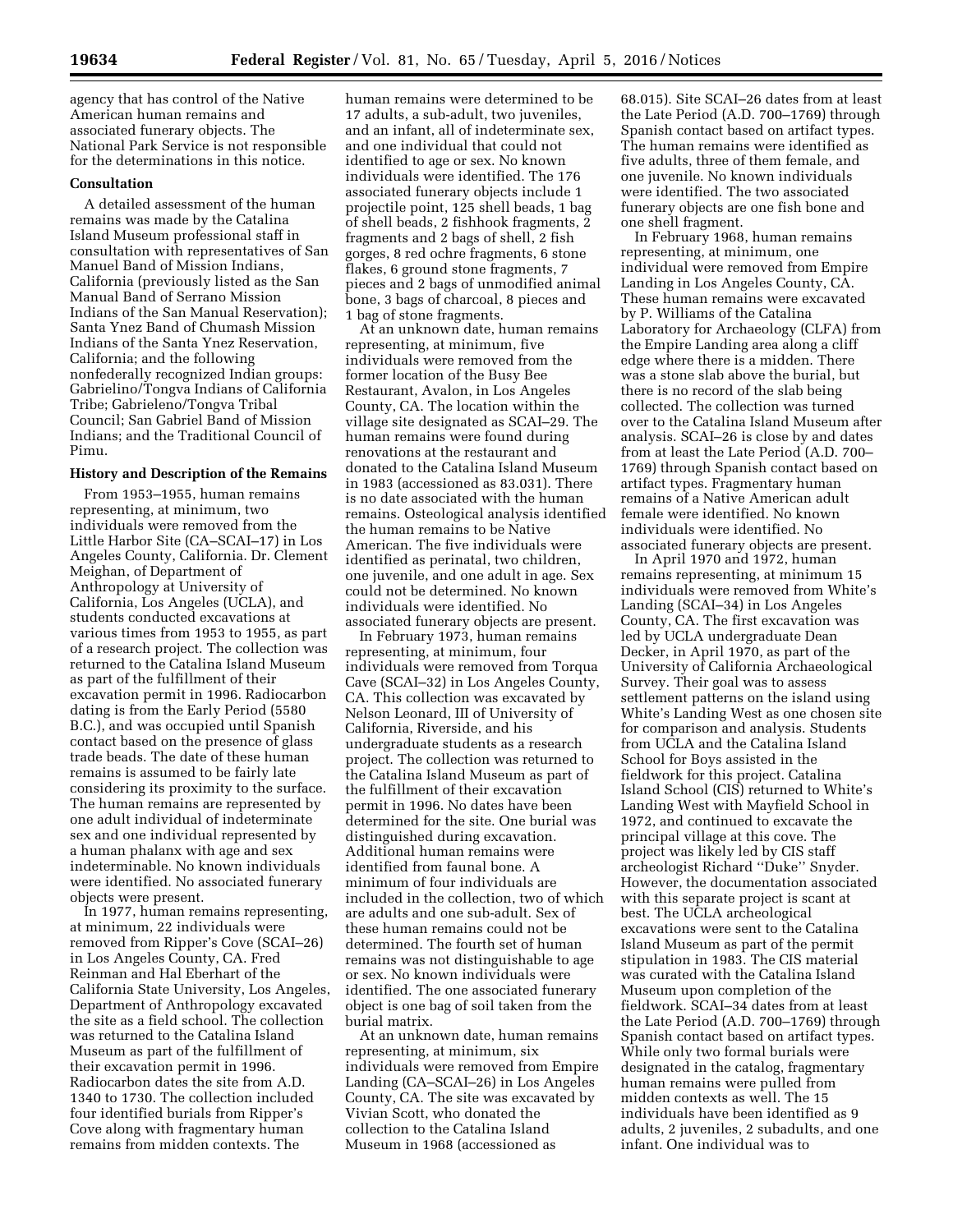agency that has control of the Native American human remains and associated funerary objects. The National Park Service is not responsible for the determinations in this notice.

## Consultation

A detailed assessment of the human remains was made by the Catalina Island Museum professional staff in consultation with representatives of San Manuel Band of Mission Indians, California (previously listed as the San Manual Band of Serrano Mission Indians of the San Manual Reservation); Santa Ynez Band of Chumash Mission Indians of the Santa Ynez Reservation, California; and the following nonfederally recognized Indian groups: Gabrielino/Tongva Indians of California Tribe; Gabrieleno/Tongva Tribal Council; San Gabriel Band of Mission Indians; and the Traditional Council of Pimu.

## History and Description of the Remains

From 1953–1955, human remains representing, at minimum, two individuals were removed from the Little Harbor Site (CA–SCAI–17) in Los Angeles County, California. Dr. Clement Meighan, of Department of Anthropology at University of California, Los Angeles (UCLA), and students conducted excavations at various times from 1953 to 1955, as part of a research project. The collection was returned to the Catalina Island Museum as part of the fulfillment of their excavation permit in 1996. Radiocarbon dating is from the Early Period (5580 B.C.), and was occupied until Spanish contact based on the presence of glass trade beads. The date of these human remains is assumed to be fairly late considering its proximity to the surface. The human remains are represented by one adult individual of indeterminate sex and one individual represented by a human phalanx with age and sex indeterminable. No known individuals were identified. No associated funerary objects were present.

In 1977, human remains representing, at minimum, 22 individuals were removed from Ripper's Cove (SCAI–26) in Los Angeles County, CA. Fred Reinman and Hal Eberhart of the California State University, Los Angeles, Department of Anthropology excavated the site as a field school. The collection was returned to the Catalina Island Museum as part of the fulfillment of their excavation permit in 1996. Radiocarbon dates the site from A.D. 1340 to 1730. The collection included four identified burials from Ripper's Cove along with fragmentary human remains from midden contexts. The human remains were determined to be 17 adults, a sub-adult, two juveniles, and an infant, all of indeterminate sex, and one individual that could not identified to age or sex. No known individuals were identified. The 176 associated funerary objects include 1 projectile point, 125 shell beads, 1 bag of shell beads, 2 fishhook fragments, 2 fragments and 2 bags of shell, 2 fish gorges, 8 red ochre fragments, 6 stone flakes, 6 ground stone fragments, 7 pieces and 2 bags of unmodified animal bone, 3 bags of charcoal, 8 pieces and 1 bag of stone fragments.

At an unknown date, human remains representing, at minimum, five individuals were removed from the former location of the Busy Bee Restaurant, Avalon, in Los Angeles County, CA. The location within the village site designated as SCAI–29. The human remains were found during renovations at the restaurant and donated to the Catalina Island Museum in 1983 (accessioned as 83.031). There is no date associated with the human remains. Osteological analysis identified the human remains to be Native American. The five individuals were identified as perinatal, two children, one juvenile, and one adult in age. Sex could not be determined. No known individuals were identified. No associated funerary objects are present.

In February 1973, human remains representing, at minimum, four individuals were removed from Torqua Cave (SCAI–32) in Los Angeles County, CA. This collection was excavated by Nelson Leonard, III of University of California, Riverside, and his undergraduate students as a research project. The collection was returned to the Catalina Island Museum as part of the fulfillment of their excavation permit in 1996. No dates have been determined for the site. One burial was distinguished during excavation. Additional human remains were identified from faunal bone. A minimum of four individuals are included in the collection, two of which are adults and one sub-adult. Sex of these human remains could not be determined. The fourth set of human remains was not distinguishable to age or sex. No known individuals were identified. The one associated funerary object is one bag of soil taken from the burial matrix.

At an unknown date, human remains representing, at minimum, six individuals were removed from Empire Landing (CA–SCAI–26) in Los Angeles County, CA. The site was excavated by Vivian Scott, who donated the collection to the Catalina Island Museum in 1968 (accessioned as 68.015). Site SCAI–26 dates from at least the Late Period (A.D. 700–1769) through Spanish contact based on artifact types. The human remains were identified as five adults, three of them female, and one juvenile. No known individuals were identified. The two associated funerary objects are one fish bone and one shell fragment.

In February 1968, human remains representing, at minimum, one individual were removed from Empire Landing in Los Angeles County, CA. These human remains were excavated by P. Williams of the Catalina Laboratory for Archaeology (CLFA) from the Empire Landing area along a cliff edge where there is a midden. There was a stone slab above the burial, but there is no record of the slab being collected. The collection was turned over to the Catalina Island Museum after analysis. SCAI–26 is close by and dates from at least the Late Period (A.D. 700–1769) through Spanish contact based on artifact types. Fragmentary human remains of a Native American adult female were identified. No known individuals were identified. No associated funerary objects are present.

In April 1970 and 1972, human remains representing, at minimum 15 individuals were removed from White's Landing (SCAI–34) in Los Angeles County, CA. The first excavation was led by UCLA undergraduate Dean Decker, in April 1970, as part of the University of California Archaeological Survey. Their goal was to assess settlement patterns on the island using White's Landing West as one chosen site for comparison and analysis. Students from UCLA and the Catalina Island School for Boys assisted in the fieldwork for this project. Catalina Island School (CIS) returned to White's Landing West with Mayfield School in 1972, and continued to excavate the principal village at this cove. The project was likely led by CIS staff archeologist Richard "Duke" Snyder. However, the documentation associated with this separate project is scant at best. The UCLA archeological excavations were sent to the Catalina Island Museum as part of the permit stipulation in 1983. The CIS material was curated with the Catalina Island Museum upon completion of the fieldwork. SCAI–34 dates from at least the Late Period (A.D. 700–1769) through Spanish contact based on artifact types. While only two formal burials were designated in the catalog, fragmentary human remains were pulled from midden contexts as well. The 15 individuals have been identified as 9 adults, 2 juveniles, 2 subadults, and one infant. One individual was to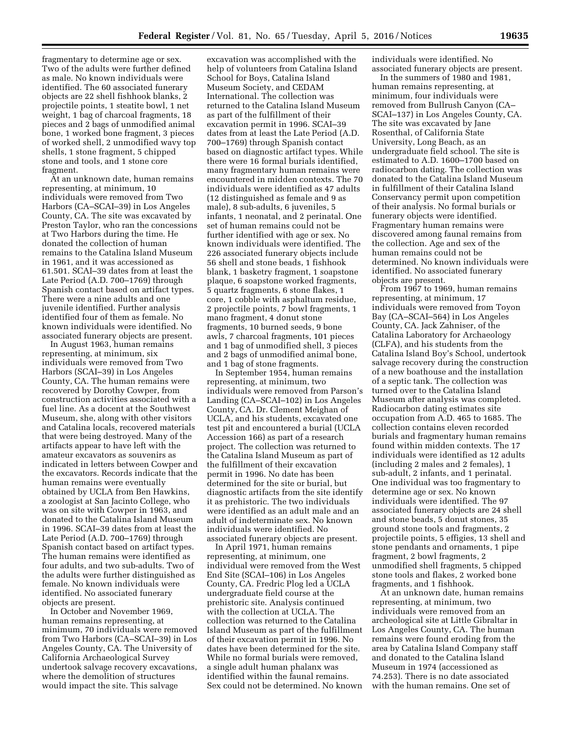fragmentary to determine age or sex. Two of the adults were further defined as male. No known individuals were identified. The 60 associated funerary objects are 22 shell fishhook blanks, 2 projectile points, 1 steatite bowl, 1 net weight, 1 bag of charcoal fragments, 18 pieces and 2 bags of unmodified animal bone, 1 worked bone fragment, 3 pieces of worked shell, 2 unmodified wavy top shells, 1 stone fragment, 5 chipped stone and tools, and 1 stone core fragment.

At an unknown date, human remains representing, at minimum, 10 individuals were removed from Two Harbors (CA–SCAI–39) in Los Angeles County, CA. The site was excavated by Preston Taylor, who ran the concessions at Two Harbors during the time. He donated the collection of human remains to the Catalina Island Museum in 1961, and it was accessioned as 61.501. SCAI–39 dates from at least the Late Period (A.D. 700–1769) through Spanish contact based on artifact types. There were a nine adults and one juvenile identified. Further analysis identified four of them as female. No known individuals were identified. No associated funerary objects are present.

In August 1963, human remains representing, at minimum, six individuals were removed from Two Harbors (SCAI–39) in Los Angeles County, CA. The human remains were recovered by Dorothy Cowper, from construction activities associated with a fuel line. As a docent at the Southwest Museum, she, along with other visitors and Catalina locals, recovered materials that were being destroyed. Many of the artifacts appear to have left with the amateur excavators as souvenirs as indicated in letters between Cowper and the excavators. Records indicate that the human remains were eventually obtained by UCLA from Ben Hawkins, a zoologist at San Jacinto College, who was on site with Cowper in 1963, and donated to the Catalina Island Museum in 1996. SCAI–39 dates from at least the Late Period (A.D. 700–1769) through Spanish contact based on artifact types. The human remains were identified as four adults, and two sub-adults. Two of the adults were further distinguished as female. No known individuals were identified. No associated funerary objects are present.

In October and November 1969, human remains representing, at minimum, 70 individuals were removed from Two Harbors (CA–SCAI–39) in Los Angeles County, CA. The University of California Archaeological Survey undertook salvage recovery excavations, where the demolition of structures would impact the site. This salvage excavation was accomplished with the help of volunteers from Catalina Island School for Boys, Catalina Island Museum Society, and CEDAM International. The collection was returned to the Catalina Island Museum as part of the fulfillment of their excavation permit in 1996. SCAI–39 dates from at least the Late Period (A.D. 700–1769) through Spanish contact based on diagnostic artifact types. While there were 16 formal burials identified, many fragmentary human remains were encountered in midden contexts. The 70 individuals were identified as 47 adults (12 distinguished as female and 9 as male), 8 sub-adults, 6 juveniles, 5 infants, 1 neonatal, and 2 perinatal. One set of human remains could not be further identified with age or sex. No known individuals were identified. The 226 associated funerary objects include 56 shell and stone beads, 1 fishhook blank, 1 basketry fragment, 1 soapstone plaque, 6 soapstone worked fragments, 5 quartz fragments, 6 stone flakes, 1 core, 1 cobble with asphaltum residue, 2 projectile points, 7 bowl fragments, 1 mano fragment, 4 donut stone fragments, 10 burned seeds, 9 bone awls, 7 charcoal fragments, 101 pieces and 1 bag of unmodified shell, 3 pieces and 2 bags of unmodified animal bone, and 1 bag of stone fragments.

In September 1954, human remains representing, at minimum, two individuals were removed from Parson's Landing (CA–SCAI–102) in Los Angeles County, CA. Dr. Clement Meighan of UCLA, and his students, excavated one test pit and encountered a burial (UCLA Accession 166) as part of a research project. The collection was returned to the Catalina Island Museum as part of the fulfillment of their excavation permit in 1996. No date has been determined for the site or burial, but diagnostic artifacts from the site identify it as prehistoric. The two individuals were identified as an adult male and an adult of indeterminate sex. No known individuals were identified. No associated funerary objects are present.

In April 1971, human remains representing, at minimum, one individual were removed from the West End Site (SCAI–106) in Los Angeles County, CA. Fredric Plog led a UCLA undergraduate field course at the prehistoric site. Analysis continued with the collection at UCLA. The collection was returned to the Catalina Island Museum as part of the fulfillment of their excavation permit in 1996. No dates have been determined for the site. While no formal burials were removed, a single adult human phalanx was identified within the faunal remains. Sex could not be determined. No known individuals were identified. No associated funerary objects are present.

In the summers of 1980 and 1981, human remains representing, at minimum, four individuals were removed from Bullrush Canyon (CA–SCAI–137) in Los Angeles County, CA. The site was excavated by Jane Rosenthal, of California State University, Long Beach, as an undergraduate field school. The site is estimated to A.D. 1600–1700 based on radiocarbon dating. The collection was donated to the Catalina Island Museum in fulfillment of their Catalina Island Conservancy permit upon competition of their analysis. No formal burials or funerary objects were identified. Fragmentary human remains were discovered among faunal remains from the collection. Age and sex of the human remains could not be determined. No known individuals were identified. No associated funerary objects are present.

From 1967 to 1969, human remains representing, at minimum, 17 individuals were removed from Toyon Bay (CA–SCAI–564) in Los Angeles County, CA. Jack Zahniser, of the Catalina Laboratory for Archaeology (CLFA), and his students from the Catalina Island Boy's School, undertook salvage recovery during the construction of a new boathouse and the installation of a septic tank. The collection was turned over to the Catalina Island Museum after analysis was completed. Radiocarbon dating estimates site occupation from A.D. 465 to 1685. The collection contains eleven recorded burials and fragmentary human remains found within midden contexts. The 17 individuals were identified as 12 adults (including 2 males and 2 females), 1 sub-adult, 2 infants, and 1 perinatal. One individual was too fragmentary to determine age or sex. No known individuals were identified. The 97 associated funerary objects are 24 shell and stone beads, 5 donut stones, 35 ground stone tools and fragments, 2 projectile points, 5 effigies, 13 shell and stone pendants and ornaments, 1 pipe fragment, 2 bowl fragments, 2 unmodified shell fragments, 5 chipped stone tools and flakes, 2 worked bone fragments, and 1 fishhook.

At an unknown date, human remains representing, at minimum, two individuals were removed from an archeological site at Little Gibraltar in Los Angeles County, CA. The human remains were found eroding from the area by Catalina Island Company staff and donated to the Catalina Island Museum in 1974 (accessioned as 74.253). There is no date associated with the human remains. One set of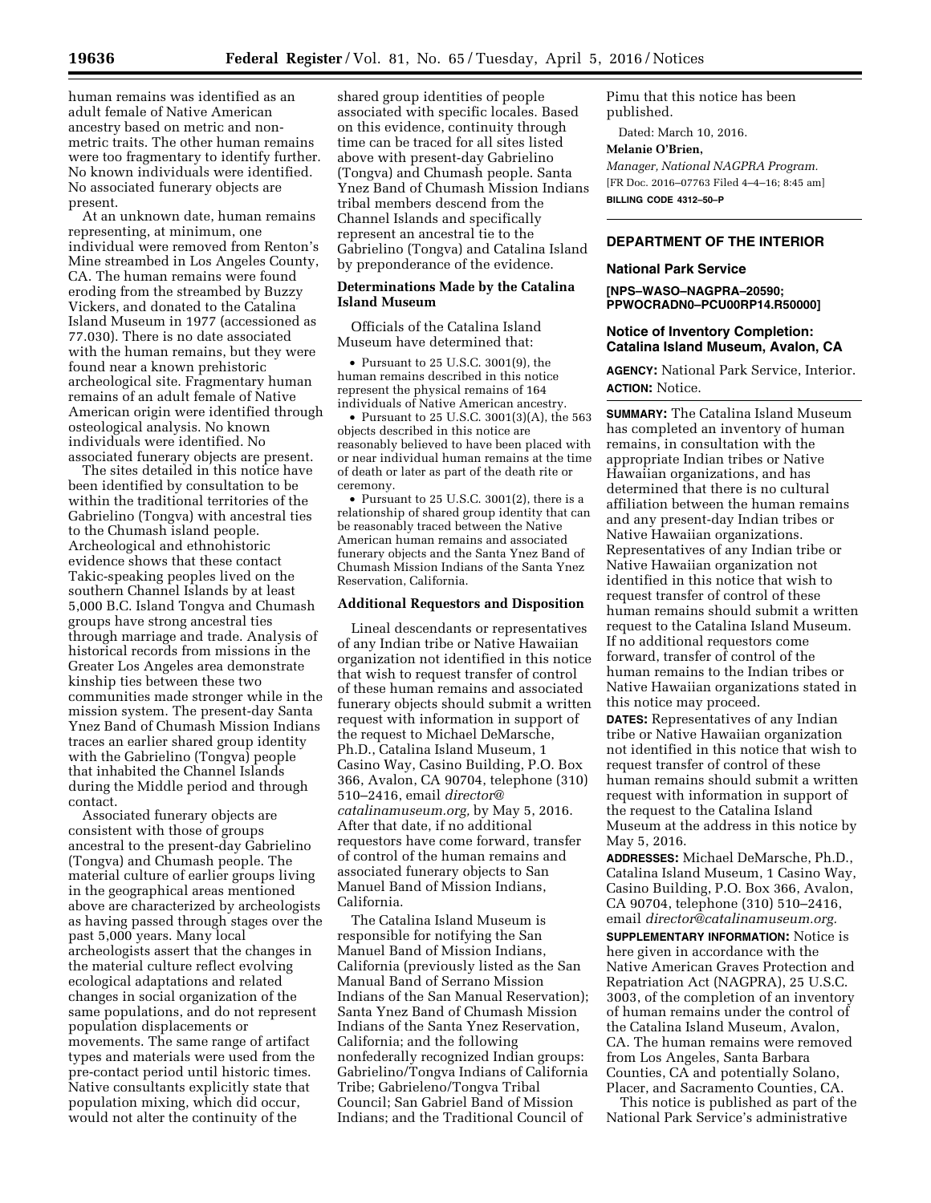human remains was identified as an adult female of Native American ancestry based on metric and non-metric traits. The other human remains were too fragmentary to identify further. No known individuals were identified. No associated funerary objects are present.

At an unknown date, human remains representing, at minimum, one individual were removed from Renton's Mine streambed in Los Angeles County, CA. The human remains were found eroding from the streambed by Buzzy Vickers, and donated to the Catalina Island Museum in 1977 (accessioned as 77.030). There is no date associated with the human remains, but they were found near a known prehistoric archeological site. Fragmentary human remains of an adult female of Native American origin were identified through osteological analysis. No known individuals were identified. No associated funerary objects are present.

The sites detailed in this notice have been identified by consultation to be within the traditional territories of the Gabrielino (Tongva) with ancestral ties to the Chumash island people. Archeological and ethnohistoric evidence shows that these contact Takic-speaking peoples lived on the southern Channel Islands by at least 5,000 B.C. Island Tongva and Chumash groups have strong ancestral ties through marriage and trade. Analysis of historical records from missions in the Greater Los Angeles area demonstrate kinship ties between these two communities made stronger while in the mission system. The present-day Santa Ynez Band of Chumash Mission Indians traces an earlier shared group identity with the Gabrielino (Tongva) people that inhabited the Channel Islands during the Middle period and through contact.

Associated funerary objects are consistent with those of groups ancestral to the present-day Gabrielino (Tongva) and Chumash people. The material culture of earlier groups living in the geographical areas mentioned above are characterized by archeologists as having passed through stages over the past 5,000 years. Many local archeologists assert that the changes in the material culture reflect evolving ecological adaptations and related changes in social organization of the same populations, and do not represent population displacements or movements. The same range of artifact types and materials were used from the pre-contact period until historic times. Native consultants explicitly state that population mixing, which did occur, would not alter the continuity of the shared group identities of people associated with specific locales. Based on this evidence, continuity through time can be traced for all sites listed above with present-day Gabrielino (Tongva) and Chumash people. Santa Ynez Band of Chumash Mission Indians tribal members descend from the Channel Islands and specifically represent an ancestral tie to the Gabrielino (Tongva) and Catalina Island by preponderance of the evidence.

### Determinations Made by the Catalina Island Museum

Officials of the Catalina Island Museum have determined that:

- Pursuant to 25 U.S.C. 3001(9), the human remains described in this notice represent the physical remains of 164 individuals of Native American ancestry.
- Pursuant to 25 U.S.C. 3001(3)(A), the 563 objects described in this notice are reasonably believed to have been placed with or near individual human remains at the time of death or later as part of the death rite or ceremony.
- Pursuant to 25 U.S.C. 3001(2), there is a relationship of shared group identity that can be reasonably traced between the Native American human remains and associated funerary objects and the Santa Ynez Band of Chumash Mission Indians of the Santa Ynez Reservation, California.

### Additional Requestors and Disposition

Lineal descendants or representatives of any Indian tribe or Native Hawaiian organization not identified in this notice that wish to request transfer of control of these human remains and associated funerary objects should submit a written request with information in support of the request to Michael DeMarsche, Ph.D., Catalina Island Museum, 1 Casino Way, Casino Building, P.O. Box 366, Avalon, CA 90704, telephone (310) 510–2416, email *director@catalinamuseum.org,* by May 5, 2016. After that date, if no additional requestors have come forward, transfer of control of the human remains and associated funerary objects to San Manuel Band of Mission Indians, California.

The Catalina Island Museum is responsible for notifying the San Manuel Band of Mission Indians, California (previously listed as the San Manual Band of Serrano Mission Indians of the San Manual Reservation); Santa Ynez Band of Chumash Mission Indians of the Santa Ynez Reservation, California; and the following nonfederally recognized Indian groups: Gabrielino/Tongva Indians of California Tribe; Gabrieleno/Tongva Tribal Council; San Gabriel Band of Mission Indians; and the Traditional Council of Pimu that this notice has been published.

Dated: March 10, 2016.

**Melanie O'Brien,**

*Manager, National NAGPRA Program.*

[FR Doc. 2016–07763 Filed 4–4–16; 8:45 am]

**BILLING CODE 4312–50–P**

---

## DEPARTMENT OF THE INTERIOR

### National Park Service

**[NPS–WASO–NAGPRA–20590; PPWOCRADN0–PCU00RP14.R50000]**

### Notice of Inventory Completion: Catalina Island Museum, Avalon, CA

**AGENCY:** National Park Service, Interior.

**ACTION:** Notice.

**SUMMARY:** The Catalina Island Museum has completed an inventory of human remains, in consultation with the appropriate Indian tribes or Native Hawaiian organizations, and has determined that there is no cultural affiliation between the human remains and any present-day Indian tribes or Native Hawaiian organizations. Representatives of any Indian tribe or Native Hawaiian organization not identified in this notice that wish to request transfer of control of these human remains should submit a written request to the Catalina Island Museum. If no additional requestors come forward, transfer of control of the human remains to the Indian tribes or Native Hawaiian organizations stated in this notice may proceed.

**DATES:** Representatives of any Indian tribe or Native Hawaiian organization not identified in this notice that wish to request transfer of control of these human remains should submit a written request with information in support of the request to the Catalina Island Museum at the address in this notice by May 5, 2016.

**ADDRESSES:** Michael DeMarsche, Ph.D., Catalina Island Museum, 1 Casino Way, Casino Building, P.O. Box 366, Avalon, CA 90704, telephone (310) 510–2416, email *director@catalinamuseum.org.*

**SUPPLEMENTARY INFORMATION:** Notice is here given in accordance with the Native American Graves Protection and Repatriation Act (NAGPRA), 25 U.S.C. 3003, of the completion of an inventory of human remains under the control of the Catalina Island Museum, Avalon, CA. The human remains were removed from Los Angeles, Santa Barbara Counties, CA and potentially Solano, Placer, and Sacramento Counties, CA.

This notice is published as part of the National Park Service's administrative